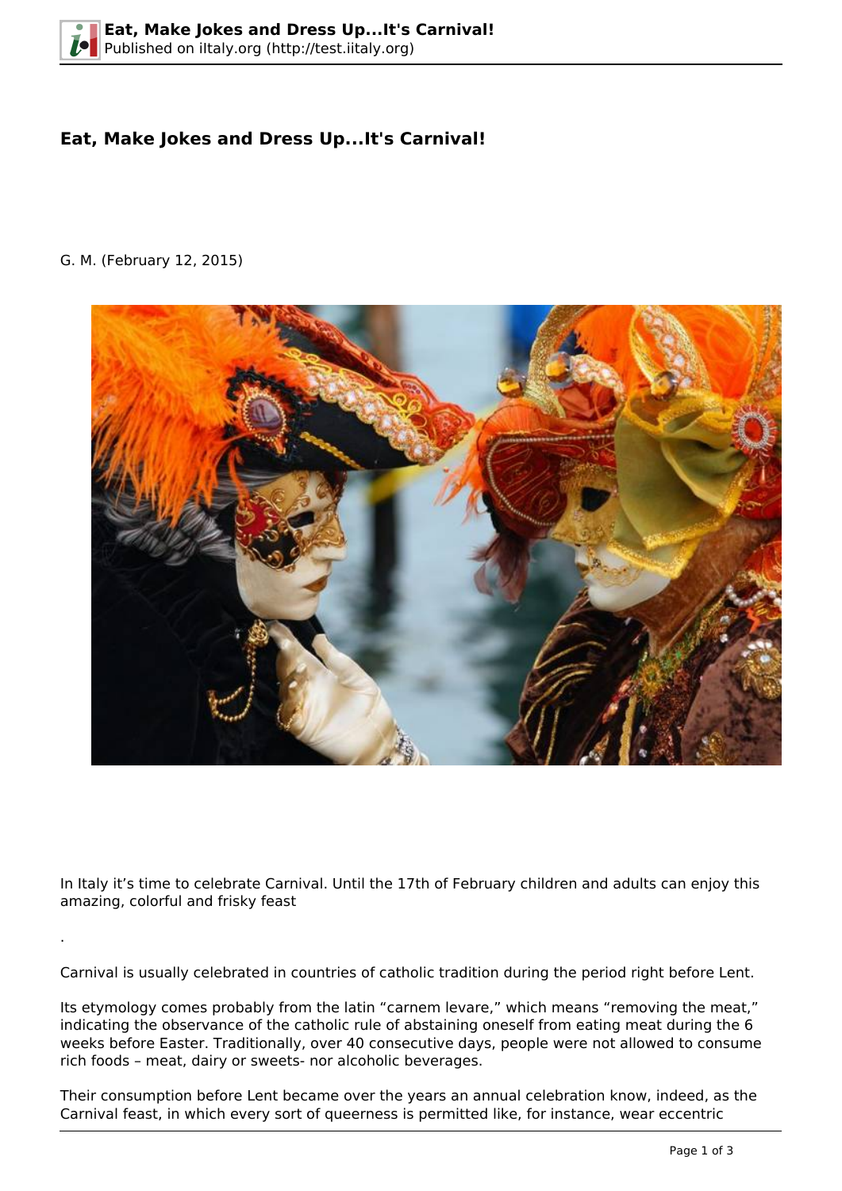# Eat, Make Jokes and Dress Up...It's Carnival!

G. M. (February 12, 2015)

In Italy it's time to celebrate Carnival. Until the 17th of February children and adults can enjoy this amazing, colorful and frisky feast

.

Carnival is usually celebrated in countries of catholic tradition during the period right before Lent.

Its etymology comes probably from the latin "carnem levare," which means "removing the meat," indicating the observance of the catholic rule of abstaining oneself from eating meat during the 6 weeks before Easter. Traditionally, over 40 consecutive days, people were not allowed to consume rich foods – meat, dairy or sweets- nor alcoholic beverages.

Their consumption before Lent became over the years an annual celebration know, indeed, as the Carnival feast, in which every sort of queerness is permitted like, for instance, wear eccentric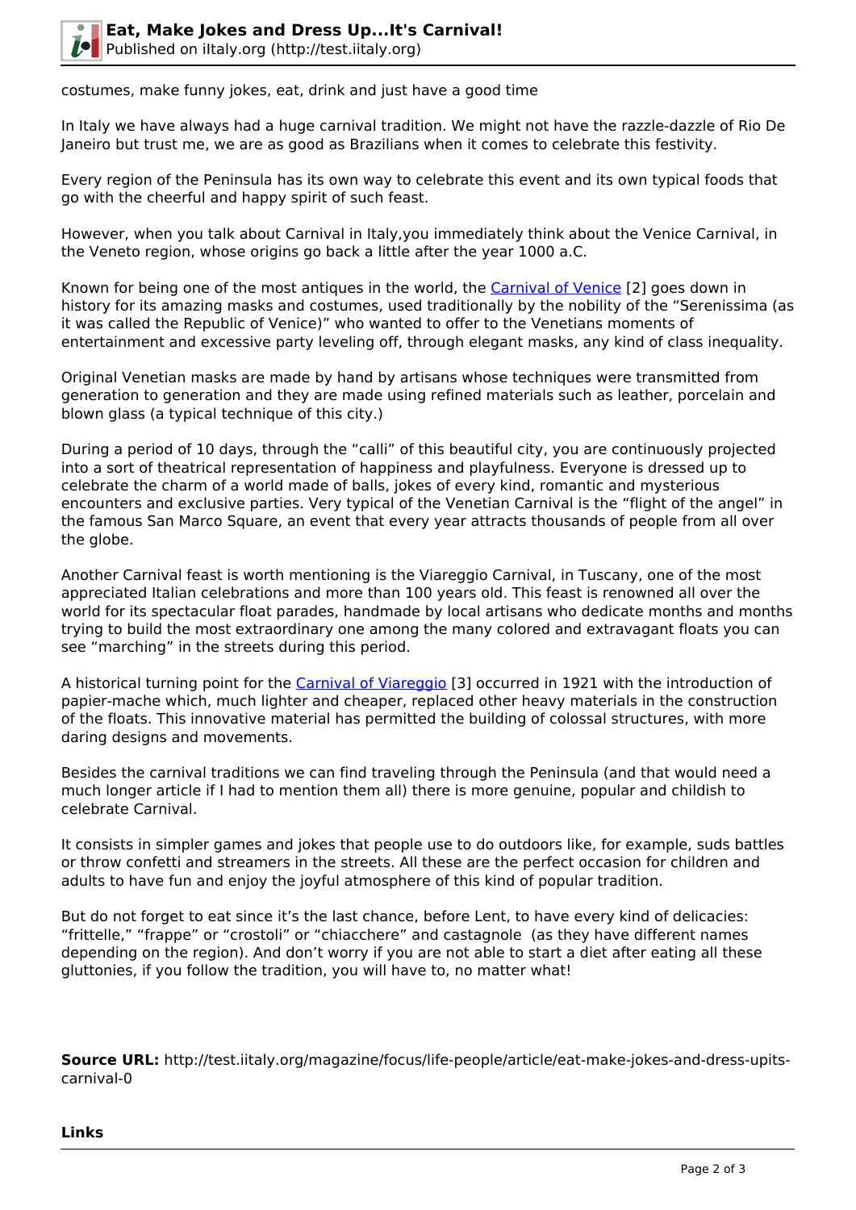costumes, make funny jokes, eat, drink and just have a good time

In Italy we have always had a huge carnival tradition. We might not have the razzle-dazzle of Rio De Janeiro but trust me, we are as good as Brazilians when it comes to celebrate this festivity.

Every region of the Peninsula has its own way to celebrate this event and its own typical foods that go with the cheerful and happy spirit of such feast.

However, when you talk about Carnival in Italy,you immediately think about the Venice Carnival, in the Veneto region, whose origins go back a little after the year 1000 a.C.

Known for being one of the most antiques in the world, the Carnival of Venice [2] goes down in history for its amazing masks and costumes, used traditionally by the nobility of the "Serenissima (as it was called the Republic of Venice)" who wanted to offer to the Venetians moments of entertainment and excessive party leveling off, through elegant masks, any kind of class inequality.

Original Venetian masks are made by hand by artisans whose techniques were transmitted from generation to generation and they are made using refined materials such as leather, porcelain and blown glass (a typical technique of this city.)

During a period of 10 days, through the "calli" of this beautiful city, you are continuously projected into a sort of theatrical representation of happiness and playfulness. Everyone is dressed up to celebrate the charm of a world made of balls, jokes of every kind, romantic and mysterious encounters and exclusive parties. Very typical of the Venetian Carnival is the "flight of the angel" in the famous San Marco Square, an event that every year attracts thousands of people from all over the globe.

Another Carnival feast is worth mentioning is the Viareggio Carnival, in Tuscany, one of the most appreciated Italian celebrations and more than 100 years old. This feast is renowned all over the world for its spectacular float parades, handmade by local artisans who dedicate months and months trying to build the most extraordinary one among the many colored and extravagant floats you can see "marching" in the streets during this period.

A historical turning point for the Carnival of Viareggio [3] occurred in 1921 with the introduction of papier-mache which, much lighter and cheaper, replaced other heavy materials in the construction of the floats. This innovative material has permitted the building of colossal structures, with more daring designs and movements.

Besides the carnival traditions we can find traveling through the Peninsula (and that would need a much longer article if I had to mention them all) there is more genuine, popular and childish to celebrate Carnival.

It consists in simpler games and jokes that people use to do outdoors like, for example, suds battles or throw confetti and streamers in the streets. All these are the perfect occasion for children and adults to have fun and enjoy the joyful atmosphere of this kind of popular tradition.

But do not forget to eat since it's the last chance, before Lent, to have every kind of delicacies: "frittelle," "frappe" or "crostoli" or "chiacchere" and castagnole (as they have different names depending on the region). And don't worry if you are not able to start a diet after eating all these gluttonies, if you follow the tradition, you will have to, no matter what!

**Source URL:** http://test.iitaly.org/magazine/focus/life-people/article/eat-make-jokes-and-dress-upits-carnival-0

**Links**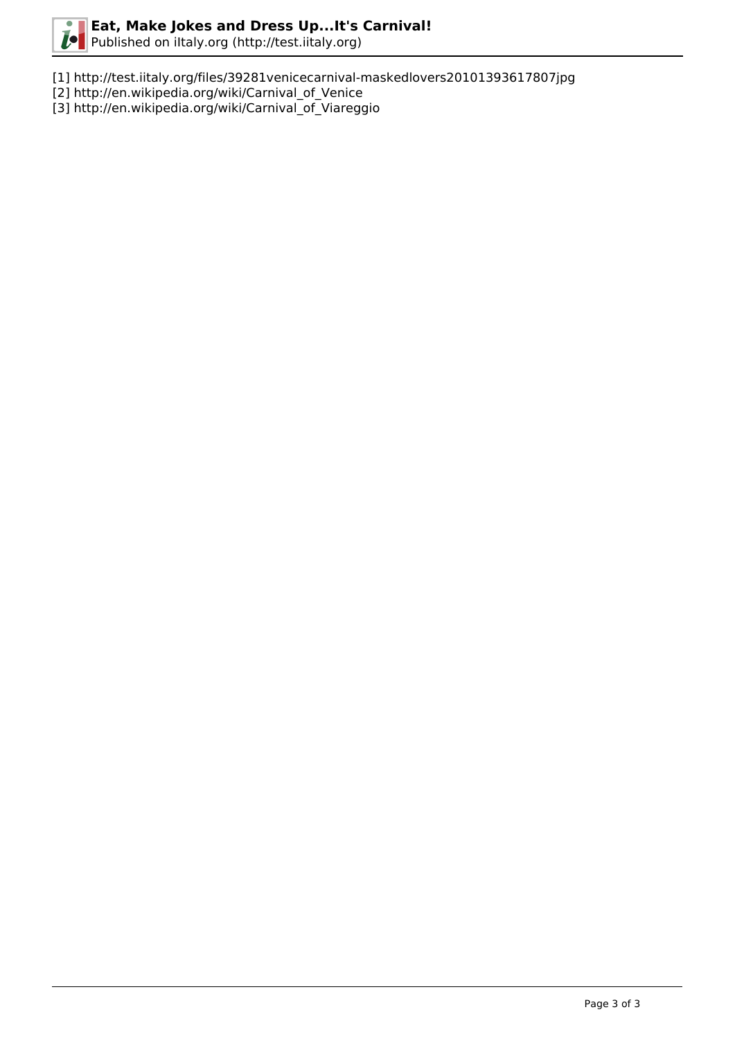[1] http://test.iitaly.org/files/39281venicecarnival-maskedlovers20101393617807jpg
[2] http://en.wikipedia.org/wiki/Carnival_of_Venice
[3] http://en.wikipedia.org/wiki/Carnival_of_Viareggio